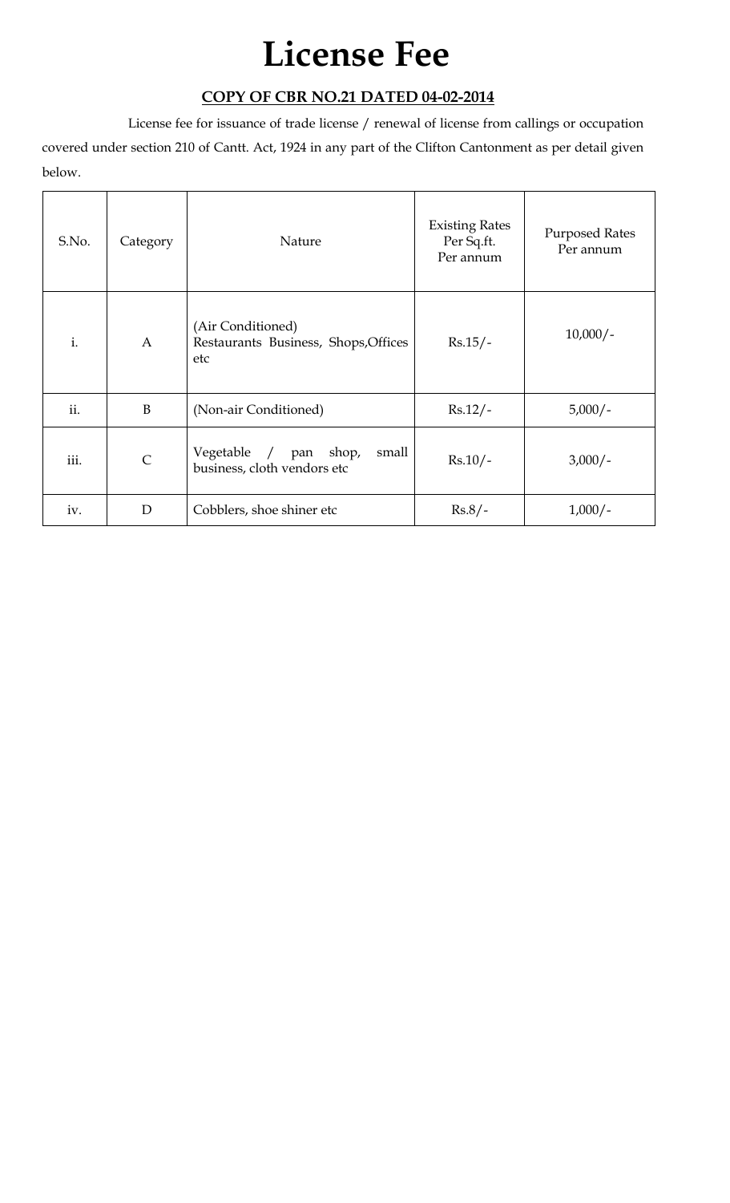# License Fee

## COPY OF CBR NO.21 DATED 04-02-2014

License fee for issuance of trade license / renewal of license from callings or occupation covered under section 210 of Cantt. Act, 1924 in any part of the Clifton Cantonment as per detail given below.

| S.No. | Category | Nature | Existing Rates Per Sq.ft. Per annum | Purposed Rates Per annum |
|---|---|---|---|---|
| i. | A | (Air Conditioned) Restaurants Business, Shops,Offices etc | Rs.15/- | 10,000/- |
| ii. | B | (Non-air Conditioned) | Rs.12/- | 5,000/- |
| iii. | C | Vegetable / pan shop, small business, cloth vendors etc | Rs.10/- | 3,000/- |
| iv. | D | Cobblers, shoe shiner etc | Rs.8/- | 1,000/- |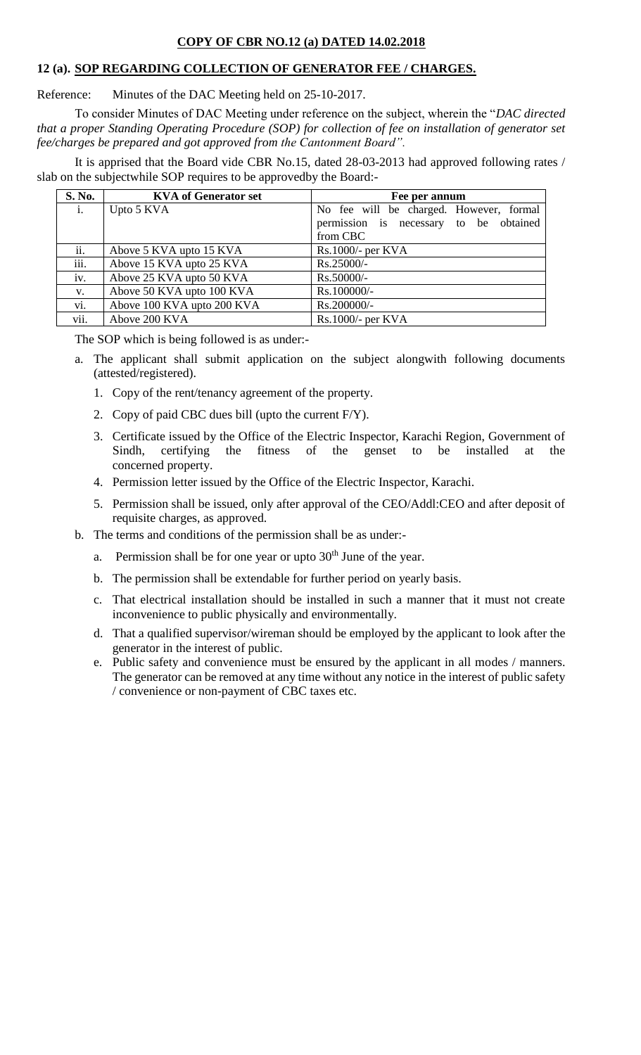**COPY OF CBR NO.12 (a) DATED 14.02.2018**

**12 (a). SOP REGARDING COLLECTION OF GENERATOR FEE / CHARGES.**

Reference: Minutes of the DAC Meeting held on 25-10-2017.

To consider Minutes of DAC Meeting under reference on the subject, wherein the "*DAC directed that a proper Standing Operating Procedure (SOP) for collection of fee on installation of generator set fee/charges be prepared and got approved from the Cantonment Board"*.

It is apprised that the Board vide CBR No.15, dated 28-03-2013 had approved following rates / slab on the subjectwhile SOP requires to be approvedby the Board:-

| S. No. | KVA of Generator set | Fee per annum |
|---|---|---|
| i. | Upto 5 KVA | No fee will be charged. However, formal permission is necessary to be obtained from CBC |
| ii. | Above 5 KVA upto 15 KVA | Rs.1000/- per KVA |
| iii. | Above 15 KVA upto 25 KVA | Rs.25000/- |
| iv. | Above 25 KVA upto 50 KVA | Rs.50000/- |
| v. | Above 50 KVA upto 100 KVA | Rs.100000/- |
| vi. | Above 100 KVA upto 200 KVA | Rs.200000/- |
| vii. | Above 200 KVA | Rs.1000/- per KVA |

The SOP which is being followed is as under:-

a. The applicant shall submit application on the subject alongwith following documents (attested/registered).

   1. Copy of the rent/tenancy agreement of the property.
   2. Copy of paid CBC dues bill (upto the current F/Y).
   3. Certificate issued by the Office of the Electric Inspector, Karachi Region, Government of Sindh, certifying the fitness of the genset to be installed at the concerned property.
   4. Permission letter issued by the Office of the Electric Inspector, Karachi.
   5. Permission shall be issued, only after approval of the CEO/Addl:CEO and after deposit of requisite charges, as approved.

b. The terms and conditions of the permission shall be as under:-

   a. Permission shall be for one year or upto 30th June of the year.
   b. The permission shall be extendable for further period on yearly basis.
   c. That electrical installation should be installed in such a manner that it must not create inconvenience to public physically and environmentally.
   d. That a qualified supervisor/wireman should be employed by the applicant to look after the generator in the interest of public.
   e. Public safety and convenience must be ensured by the applicant in all modes / manners. The generator can be removed at any time without any notice in the interest of public safety / convenience or non-payment of CBC taxes etc.